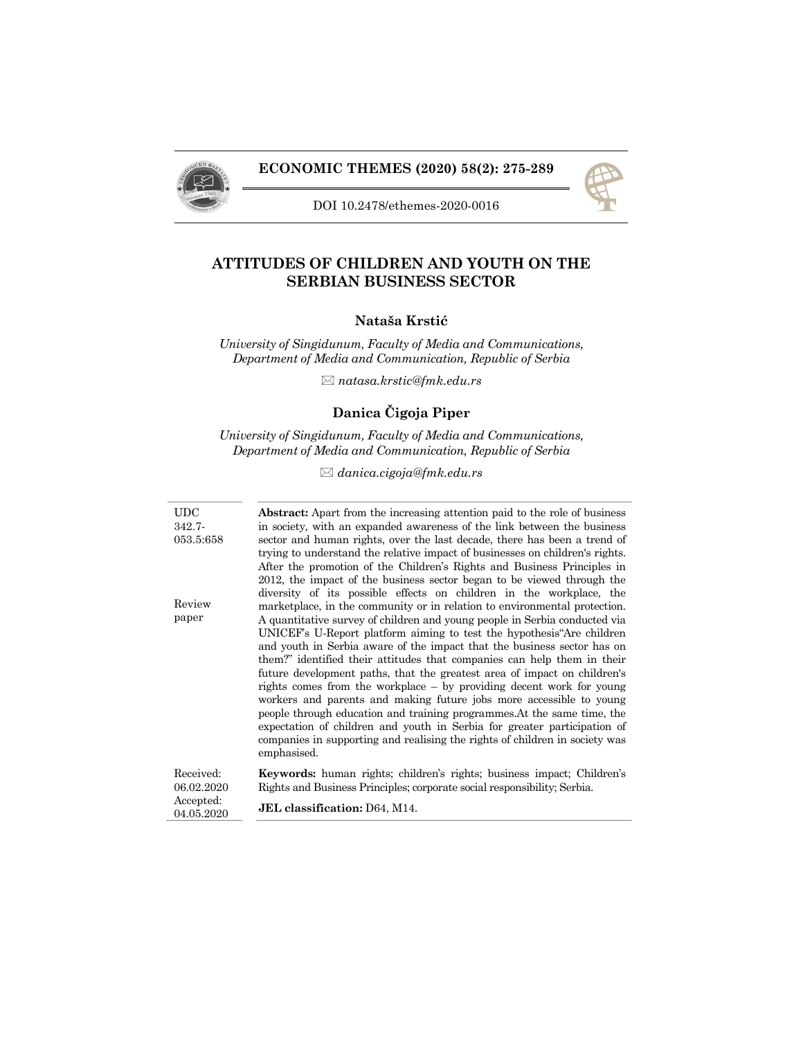# ATTITUDES OF CHILDREN AND YOUTH ON THE SERBIAN BUSINESS SECTOR

**Nataša Krstić**

*University of Singidunum, Faculty of Media and Communications, Department of Media and Communication, Republic of Serbia*

✉ *natasa.krstic@fmk.edu.rs*

**Danica Čigoja Piper**

*University of Singidunum, Faculty of Media and Communications, Department of Media and Communication, Republic of Serbia*

✉ *danica.cigoja@fmk.edu.rs*

UDC 342.7-053.5:658

Review paper

**Abstract:** Apart from the increasing attention paid to the role of business in society, with an expanded awareness of the link between the business sector and human rights, over the last decade, there has been a trend of trying to understand the relative impact of businesses on children's rights. After the promotion of the Children's Rights and Business Principles in 2012, the impact of the business sector began to be viewed through the diversity of its possible effects on children in the workplace, the marketplace, in the community or in relation to environmental protection. A quantitative survey of children and young people in Serbia conducted via UNICEF's U-Report platform aiming to test the hypothesis"Are children and youth in Serbia aware of the impact that the business sector has on them?" identified their attitudes that companies can help them in their future development paths, that the greatest area of impact on children's rights comes from the workplace – by providing decent work for young workers and parents and making future jobs more accessible to young people through education and training programmes.At the same time, the expectation of children and youth in Serbia for greater participation of companies in supporting and realising the rights of children in society was emphasised.

Received: 06.02.2020
Accepted: 04.05.2020

**Keywords:** human rights; children's rights; business impact; Children's Rights and Business Principles; corporate social responsibility; Serbia.

**JEL classification:** D64, M14.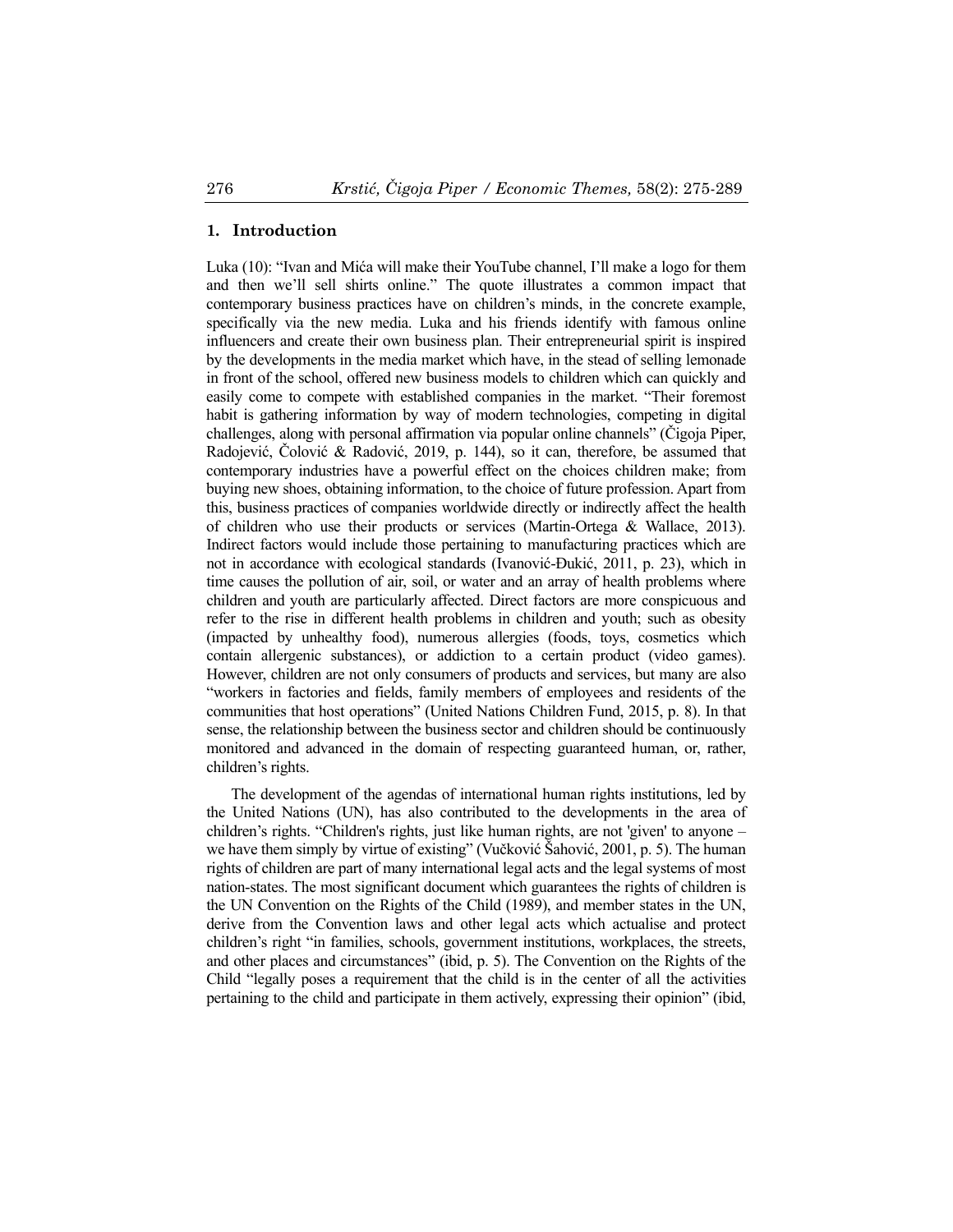## 1. Introduction

Luka (10): "Ivan and Mića will make their YouTube channel, I'll make a logo for them and then we'll sell shirts online." The quote illustrates a common impact that contemporary business practices have on children's minds, in the concrete example, specifically via the new media. Luka and his friends identify with famous online influencers and create their own business plan. Their entrepreneurial spirit is inspired by the developments in the media market which have, in the stead of selling lemonade in front of the school, offered new business models to children which can quickly and easily come to compete with established companies in the market. "Their foremost habit is gathering information by way of modern technologies, competing in digital challenges, along with personal affirmation via popular online channels" (Čigoja Piper, Radojević, Čolović & Radović, 2019, p. 144), so it can, therefore, be assumed that contemporary industries have a powerful effect on the choices children make; from buying new shoes, obtaining information, to the choice of future profession. Apart from this, business practices of companies worldwide directly or indirectly affect the health of children who use their products or services (Martin-Ortega & Wallace, 2013). Indirect factors would include those pertaining to manufacturing practices which are not in accordance with ecological standards (Ivanović-Đukić, 2011, p. 23), which in time causes the pollution of air, soil, or water and an array of health problems where children and youth are particularly affected. Direct factors are more conspicuous and refer to the rise in different health problems in children and youth; such as obesity (impacted by unhealthy food), numerous allergies (foods, toys, cosmetics which contain allergenic substances), or addiction to a certain product (video games). However, children are not only consumers of products and services, but many are also "workers in factories and fields, family members of employees and residents of the communities that host operations" (United Nations Children Fund, 2015, p. 8). In that sense, the relationship between the business sector and children should be continuously monitored and advanced in the domain of respecting guaranteed human, or, rather, children's rights.

The development of the agendas of international human rights institutions, led by the United Nations (UN), has also contributed to the developments in the area of children's rights. "Children's rights, just like human rights, are not 'given' to anyone – we have them simply by virtue of existing" (Vučković Šahović, 2001, p. 5). The human rights of children are part of many international legal acts and the legal systems of most nation-states. The most significant document which guarantees the rights of children is the UN Convention on the Rights of the Child (1989), and member states in the UN, derive from the Convention laws and other legal acts which actualise and protect children's right "in families, schools, government institutions, workplaces, the streets, and other places and circumstances" (ibid, p. 5). The Convention on the Rights of the Child "legally poses a requirement that the child is in the center of all the activities pertaining to the child and participate in them actively, expressing their opinion" (ibid,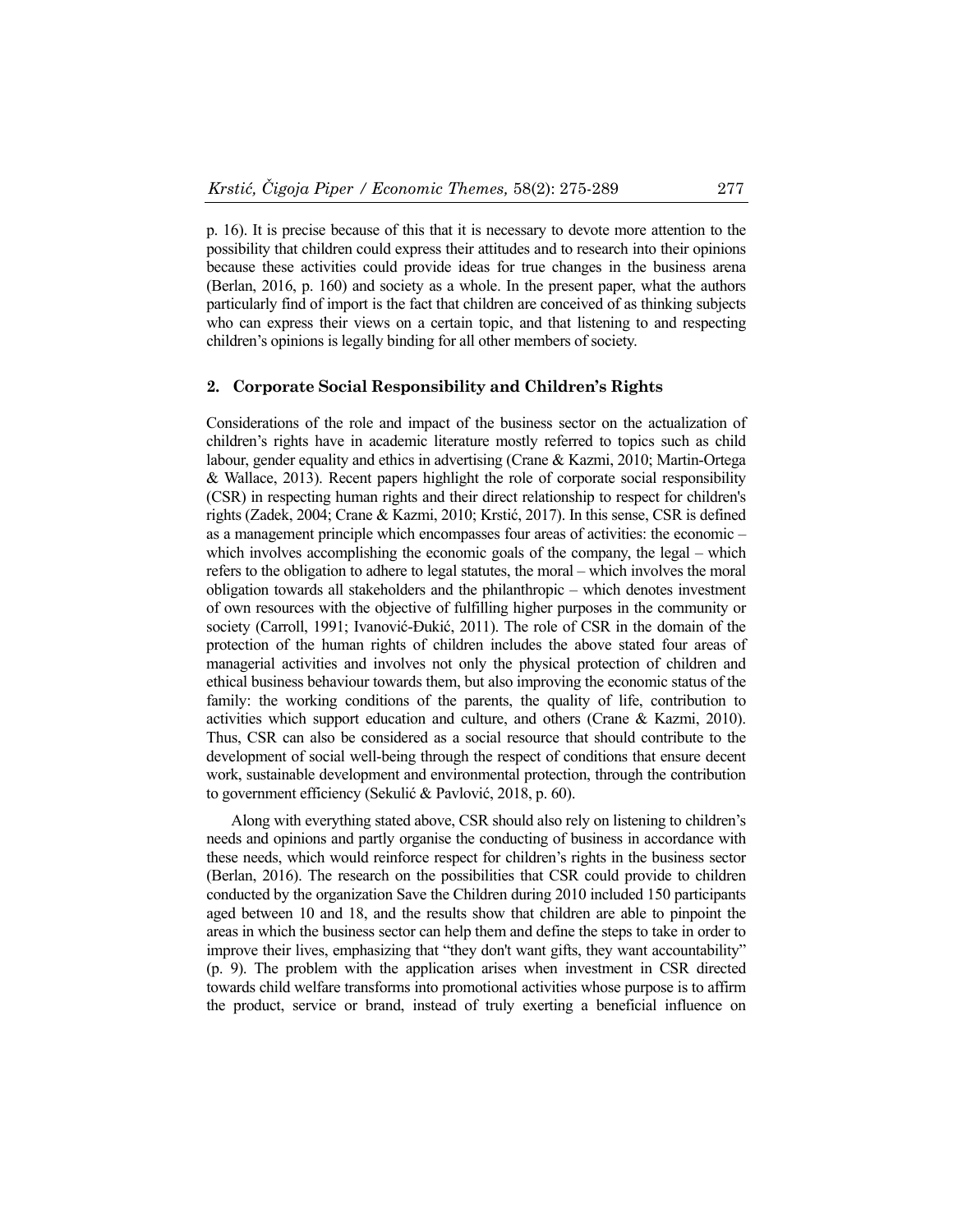p. 16). It is precise because of this that it is necessary to devote more attention to the possibility that children could express their attitudes and to research into their opinions because these activities could provide ideas for true changes in the business arena (Berlan, 2016, p. 160) and society as a whole. In the present paper, what the authors particularly find of import is the fact that children are conceived of as thinking subjects who can express their views on a certain topic, and that listening to and respecting children's opinions is legally binding for all other members of society.

## 2. Corporate Social Responsibility and Children's Rights

Considerations of the role and impact of the business sector on the actualization of children's rights have in academic literature mostly referred to topics such as child labour, gender equality and ethics in advertising (Crane & Kazmi, 2010; Martin-Ortega & Wallace, 2013). Recent papers highlight the role of corporate social responsibility (CSR) in respecting human rights and their direct relationship to respect for children's rights (Zadek, 2004; Crane & Kazmi, 2010; Krstić, 2017). In this sense, CSR is defined as a management principle which encompasses four areas of activities: the economic – which involves accomplishing the economic goals of the company, the legal – which refers to the obligation to adhere to legal statutes, the moral – which involves the moral obligation towards all stakeholders and the philanthropic – which denotes investment of own resources with the objective of fulfilling higher purposes in the community or society (Carroll, 1991; Ivanović-Đukić, 2011). The role of CSR in the domain of the protection of the human rights of children includes the above stated four areas of managerial activities and involves not only the physical protection of children and ethical business behaviour towards them, but also improving the economic status of the family: the working conditions of the parents, the quality of life, contribution to activities which support education and culture, and others (Crane & Kazmi, 2010). Thus, CSR can also be considered as a social resource that should contribute to the development of social well-being through the respect of conditions that ensure decent work, sustainable development and environmental protection, through the contribution to government efficiency (Sekulić & Pavlović, 2018, p. 60).

Along with everything stated above, CSR should also rely on listening to children's needs and opinions and partly organise the conducting of business in accordance with these needs, which would reinforce respect for children's rights in the business sector (Berlan, 2016). The research on the possibilities that CSR could provide to children conducted by the organization Save the Children during 2010 included 150 participants aged between 10 and 18, and the results show that children are able to pinpoint the areas in which the business sector can help them and define the steps to take in order to improve their lives, emphasizing that "they don't want gifts, they want accountability" (p. 9). The problem with the application arises when investment in CSR directed towards child welfare transforms into promotional activities whose purpose is to affirm the product, service or brand, instead of truly exerting a beneficial influence on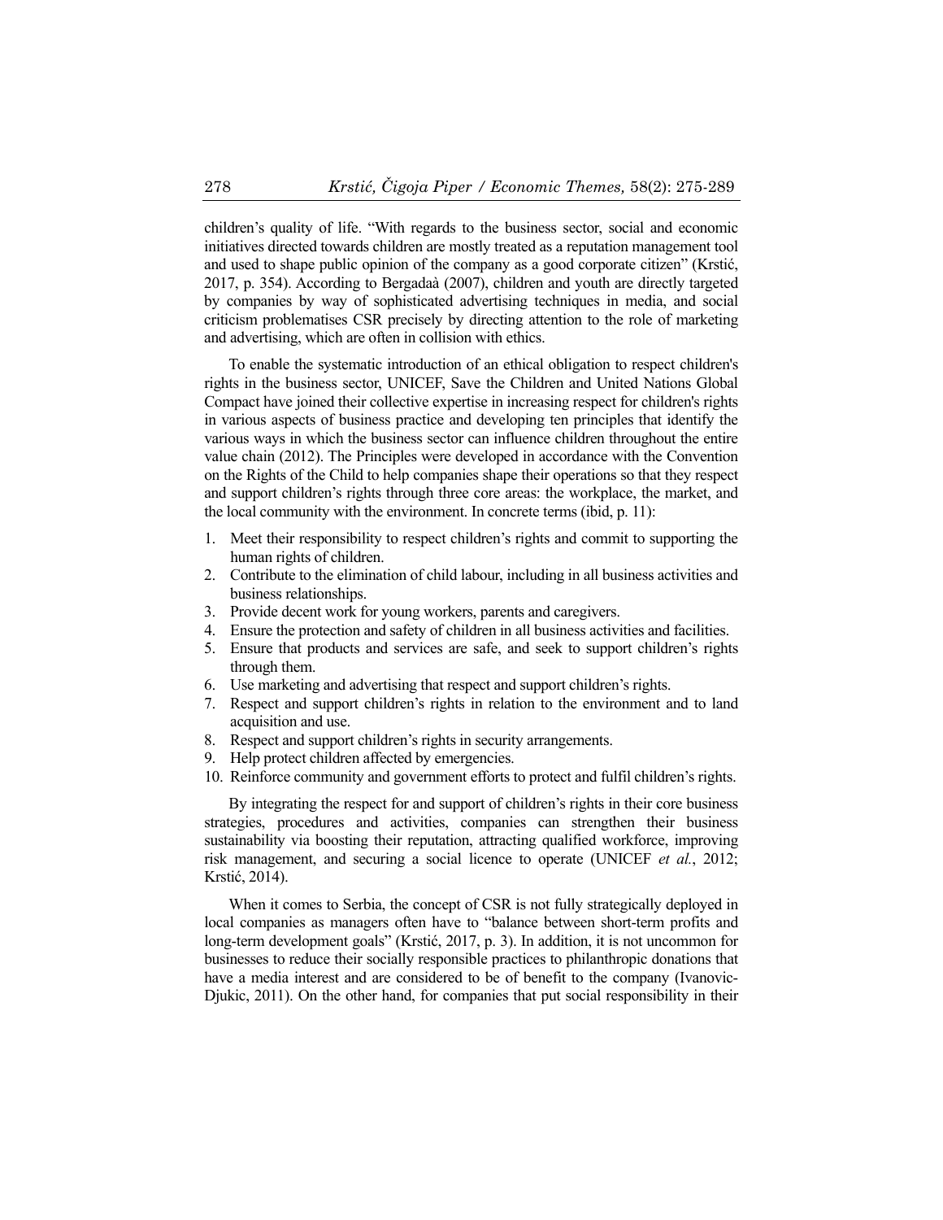children's quality of life. "With regards to the business sector, social and economic initiatives directed towards children are mostly treated as a reputation management tool and used to shape public opinion of the company as a good corporate citizen" (Krstić, 2017, p. 354). According to Bergadaà (2007), children and youth are directly targeted by companies by way of sophisticated advertising techniques in media, and social criticism problematises CSR precisely by directing attention to the role of marketing and advertising, which are often in collision with ethics.

To enable the systematic introduction of an ethical obligation to respect children's rights in the business sector, UNICEF, Save the Children and United Nations Global Compact have joined their collective expertise in increasing respect for children's rights in various aspects of business practice and developing ten principles that identify the various ways in which the business sector can influence children throughout the entire value chain (2012). The Principles were developed in accordance with the Convention on the Rights of the Child to help companies shape their operations so that they respect and support children's rights through three core areas: the workplace, the market, and the local community with the environment. In concrete terms (ibid, p. 11):

1. Meet their responsibility to respect children's rights and commit to supporting the human rights of children.
2. Contribute to the elimination of child labour, including in all business activities and business relationships.
3. Provide decent work for young workers, parents and caregivers.
4. Ensure the protection and safety of children in all business activities and facilities.
5. Ensure that products and services are safe, and seek to support children's rights through them.
6. Use marketing and advertising that respect and support children's rights.
7. Respect and support children's rights in relation to the environment and to land acquisition and use.
8. Respect and support children's rights in security arrangements.
9. Help protect children affected by emergencies.
10. Reinforce community and government efforts to protect and fulfil children's rights.

By integrating the respect for and support of children's rights in their core business strategies, procedures and activities, companies can strengthen their business sustainability via boosting their reputation, attracting qualified workforce, improving risk management, and securing a social licence to operate (UNICEF *et al.*, 2012; Krstić, 2014).

When it comes to Serbia, the concept of CSR is not fully strategically deployed in local companies as managers often have to "balance between short-term profits and long-term development goals" (Krstić, 2017, p. 3). In addition, it is not uncommon for businesses to reduce their socially responsible practices to philanthropic donations that have a media interest and are considered to be of benefit to the company (Ivanovic-Djukic, 2011). On the other hand, for companies that put social responsibility in their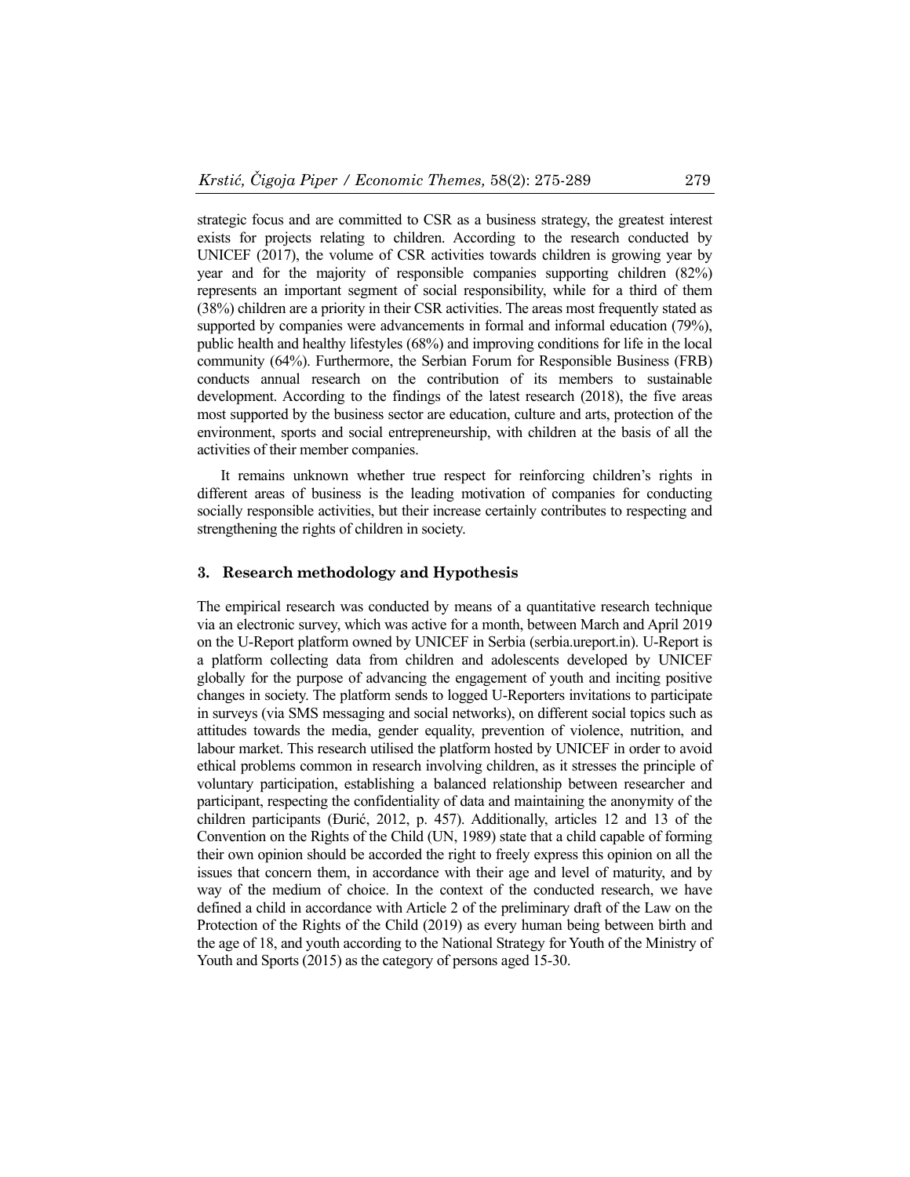strategic focus and are committed to CSR as a business strategy, the greatest interest exists for projects relating to children. According to the research conducted by UNICEF (2017), the volume of CSR activities towards children is growing year by year and for the majority of responsible companies supporting children (82%) represents an important segment of social responsibility, while for a third of them (38%) children are a priority in their CSR activities. The areas most frequently stated as supported by companies were advancements in formal and informal education (79%), public health and healthy lifestyles (68%) and improving conditions for life in the local community (64%). Furthermore, the Serbian Forum for Responsible Business (FRB) conducts annual research on the contribution of its members to sustainable development. According to the findings of the latest research (2018), the five areas most supported by the business sector are education, culture and arts, protection of the environment, sports and social entrepreneurship, with children at the basis of all the activities of their member companies.

It remains unknown whether true respect for reinforcing children's rights in different areas of business is the leading motivation of companies for conducting socially responsible activities, but their increase certainly contributes to respecting and strengthening the rights of children in society.

## 3. Research methodology and Hypothesis

The empirical research was conducted by means of a quantitative research technique via an electronic survey, which was active for a month, between March and April 2019 on the U-Report platform owned by UNICEF in Serbia (serbia.ureport.in). U-Report is a platform collecting data from children and adolescents developed by UNICEF globally for the purpose of advancing the engagement of youth and inciting positive changes in society. The platform sends to logged U-Reporters invitations to participate in surveys (via SMS messaging and social networks), on different social topics such as attitudes towards the media, gender equality, prevention of violence, nutrition, and labour market. This research utilised the platform hosted by UNICEF in order to avoid ethical problems common in research involving children, as it stresses the principle of voluntary participation, establishing a balanced relationship between researcher and participant, respecting the confidentiality of data and maintaining the anonymity of the children participants (Đurić, 2012, p. 457). Additionally, articles 12 and 13 of the Convention on the Rights of the Child (UN, 1989) state that a child capable of forming their own opinion should be accorded the right to freely express this opinion on all the issues that concern them, in accordance with their age and level of maturity, and by way of the medium of choice. In the context of the conducted research, we have defined a child in accordance with Article 2 of the preliminary draft of the Law on the Protection of the Rights of the Child (2019) as every human being between birth and the age of 18, and youth according to the National Strategy for Youth of the Ministry of Youth and Sports (2015) as the category of persons aged 15-30.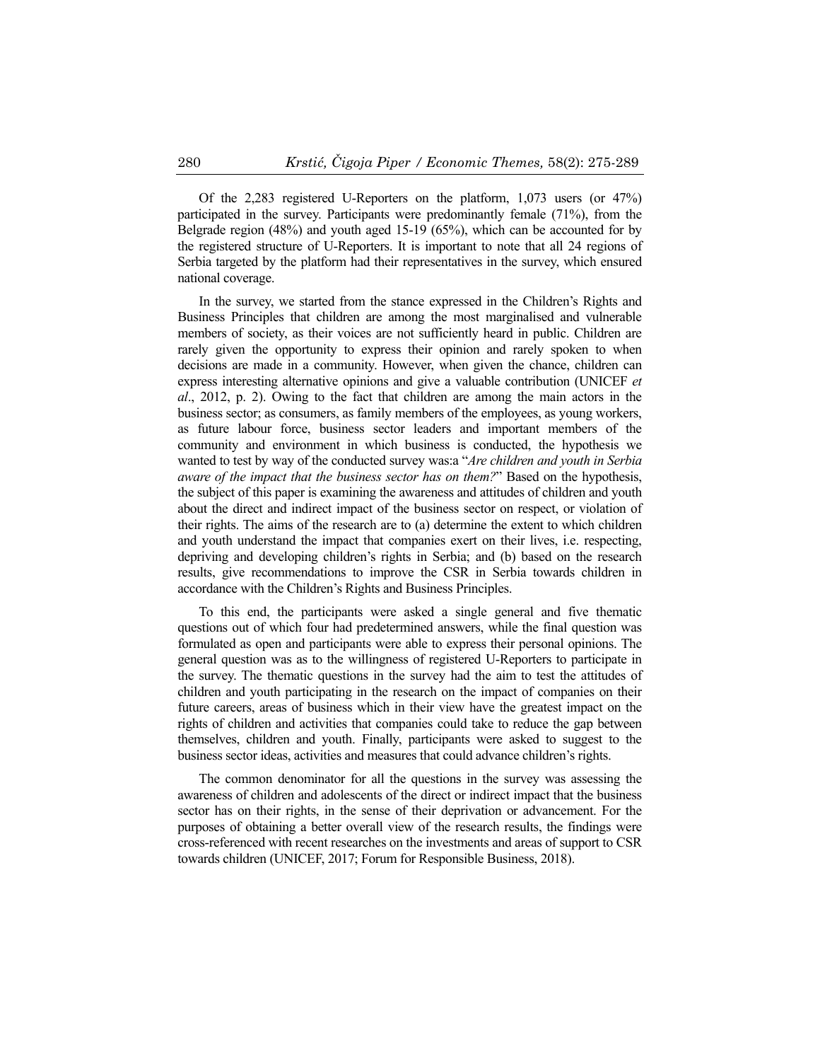Of the 2,283 registered U-Reporters on the platform, 1,073 users (or 47%) participated in the survey. Participants were predominantly female (71%), from the Belgrade region (48%) and youth aged 15-19 (65%), which can be accounted for by the registered structure of U-Reporters. It is important to note that all 24 regions of Serbia targeted by the platform had their representatives in the survey, which ensured national coverage.

In the survey, we started from the stance expressed in the Children's Rights and Business Principles that children are among the most marginalised and vulnerable members of society, as their voices are not sufficiently heard in public. Children are rarely given the opportunity to express their opinion and rarely spoken to when decisions are made in a community. However, when given the chance, children can express interesting alternative opinions and give a valuable contribution (UNICEF *et al*., 2012, p. 2). Owing to the fact that children are among the main actors in the business sector; as consumers, as family members of the employees, as young workers, as future labour force, business sector leaders and important members of the community and environment in which business is conducted, the hypothesis we wanted to test by way of the conducted survey was:a "*Are children and youth in Serbia aware of the impact that the business sector has on them?*" Based on the hypothesis, the subject of this paper is examining the awareness and attitudes of children and youth about the direct and indirect impact of the business sector on respect, or violation of their rights. The aims of the research are to (a) determine the extent to which children and youth understand the impact that companies exert on their lives, i.e. respecting, depriving and developing children's rights in Serbia; and (b) based on the research results, give recommendations to improve the CSR in Serbia towards children in accordance with the Children's Rights and Business Principles.

To this end, the participants were asked a single general and five thematic questions out of which four had predetermined answers, while the final question was formulated as open and participants were able to express their personal opinions. The general question was as to the willingness of registered U-Reporters to participate in the survey. The thematic questions in the survey had the aim to test the attitudes of children and youth participating in the research on the impact of companies on their future careers, areas of business which in their view have the greatest impact on the rights of children and activities that companies could take to reduce the gap between themselves, children and youth. Finally, participants were asked to suggest to the business sector ideas, activities and measures that could advance children's rights.

The common denominator for all the questions in the survey was assessing the awareness of children and adolescents of the direct or indirect impact that the business sector has on their rights, in the sense of their deprivation or advancement. For the purposes of obtaining a better overall view of the research results, the findings were cross-referenced with recent researches on the investments and areas of support to CSR towards children (UNICEF, 2017; Forum for Responsible Business, 2018).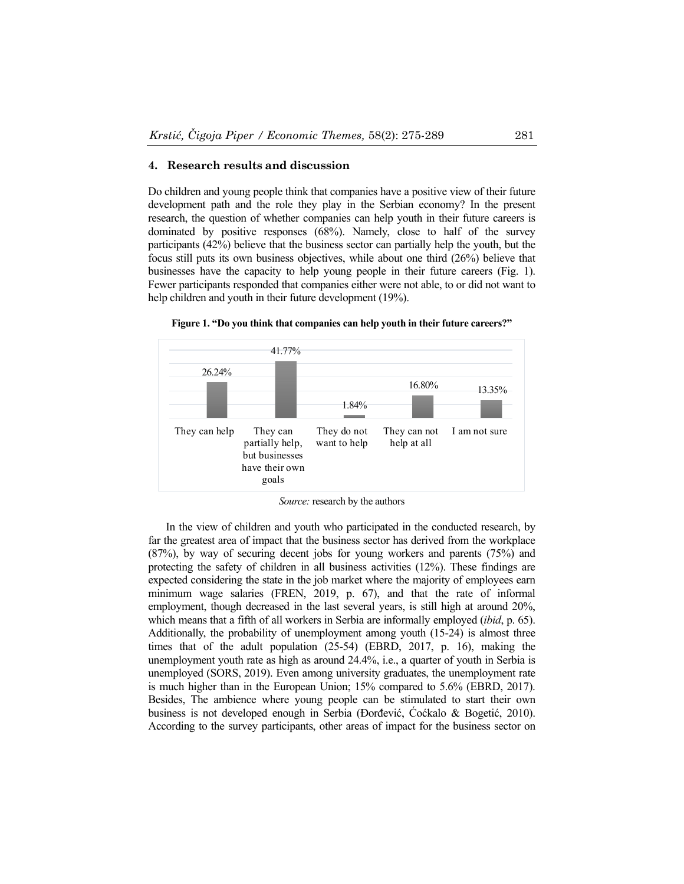## 4. Research results and discussion

Do children and young people think that companies have a positive view of their future development path and the role they play in the Serbian economy? In the present research, the question of whether companies can help youth in their future careers is dominated by positive responses (68%). Namely, close to half of the survey participants (42%) believe that the business sector can partially help the youth, but the focus still puts its own business objectives, while about one third (26%) believe that businesses have the capacity to help young people in their future careers (Fig. 1). Fewer participants responded that companies either were not able, to or did not want to help children and youth in their future development (19%).

**Figure 1. "Do you think that companies can help youth in their future careers?"**

| They can help | They can partially help, but businesses have their own goals | They do not want to help | They can not help at all | I am not sure |
|---|---|---|---|---|
| 26.24% | 41.77% | 1.84% | 16.80% | 13.35% |

*Source:* research by the authors

In the view of children and youth who participated in the conducted research, by far the greatest area of impact that the business sector has derived from the workplace (87%), by way of securing decent jobs for young workers and parents (75%) and protecting the safety of children in all business activities (12%). These findings are expected considering the state in the job market where the majority of employees earn minimum wage salaries (FREN, 2019, p. 67), and that the rate of informal employment, though decreased in the last several years, is still high at around 20%, which means that a fifth of all workers in Serbia are informally employed (*ibid*, p. 65). Additionally, the probability of unemployment among youth (15-24) is almost three times that of the adult population (25-54) (EBRD, 2017, p. 16), making the unemployment youth rate as high as around 24.4%, i.e., a quarter of youth in Serbia is unemployed (SORS, 2019). Even among university graduates, the unemployment rate is much higher than in the European Union; 15% compared to 5.6% (EBRD, 2017). Besides, The ambience where young people can be stimulated to start their own business is not developed enough in Serbia (Đorđević, Ćoćkalo & Bogetić, 2010). According to the survey participants, other areas of impact for the business sector on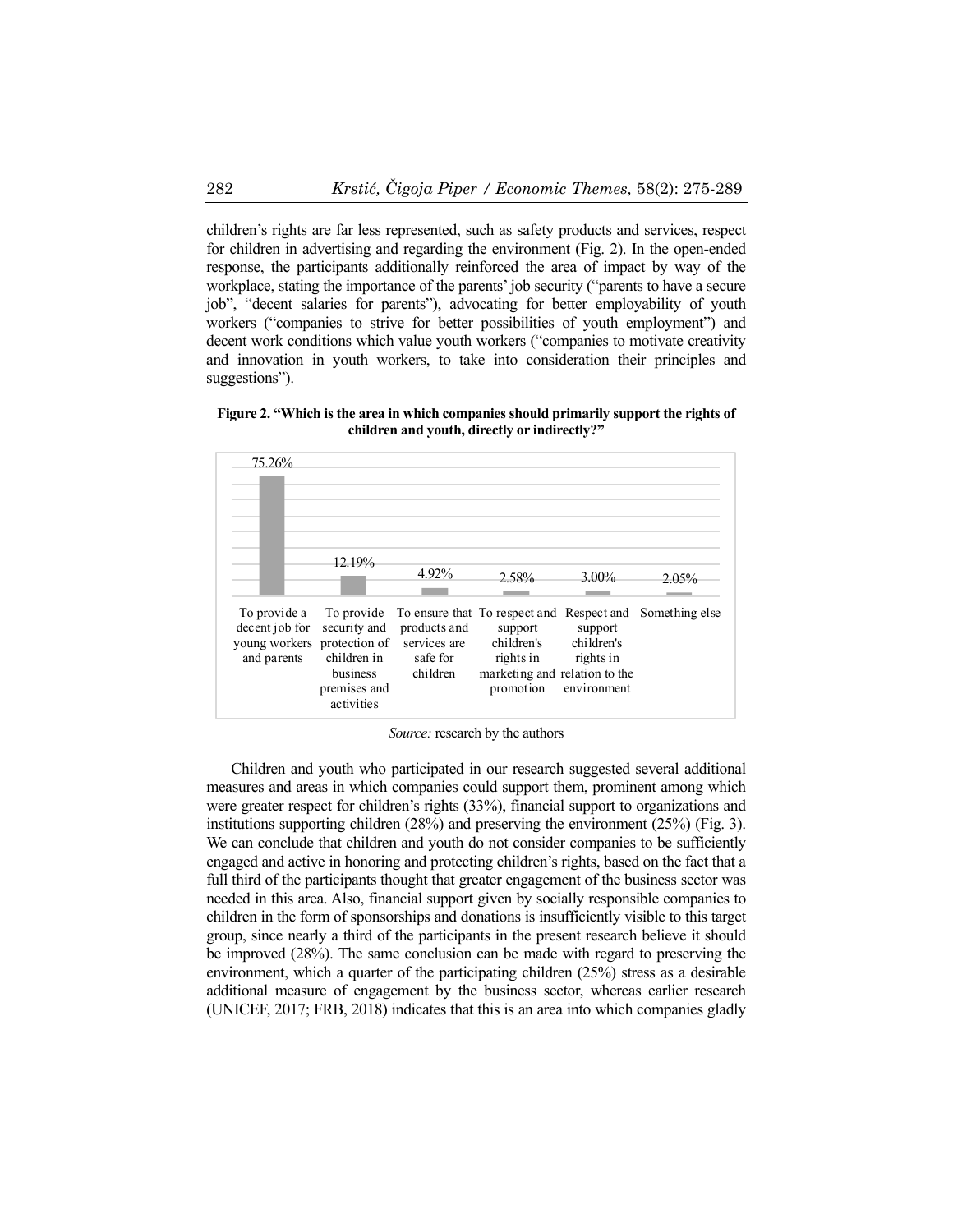children's rights are far less represented, such as safety products and services, respect for children in advertising and regarding the environment (Fig. 2). In the open-ended response, the participants additionally reinforced the area of impact by way of the workplace, stating the importance of the parents' job security ("parents to have a secure job", "decent salaries for parents"), advocating for better employability of youth workers ("companies to strive for better possibilities of youth employment") and decent work conditions which value youth workers ("companies to motivate creativity and innovation in youth workers, to take into consideration their principles and suggestions").

**Figure 2. "Which is the area in which companies should primarily support the rights of children and youth, directly or indirectly?"**

| Area | Percentage |
| --- | --- |
| To provide a decent job for young workers and parents | 75.26% |
| To provide security and protection of children in business premises and activities | 12.19% |
| To ensure that products and services are safe for children | 4.92% |
| To respect and support children's rights in marketing and promotion | 2.58% |
| Respect and support children's rights in relation to the environment | 3.00% |
| Something else | 2.05% |

*Source:* research by the authors

Children and youth who participated in our research suggested several additional measures and areas in which companies could support them, prominent among which were greater respect for children's rights (33%), financial support to organizations and institutions supporting children (28%) and preserving the environment (25%) (Fig. 3). We can conclude that children and youth do not consider companies to be sufficiently engaged and active in honoring and protecting children's rights, based on the fact that a full third of the participants thought that greater engagement of the business sector was needed in this area. Also, financial support given by socially responsible companies to children in the form of sponsorships and donations is insufficiently visible to this target group, since nearly a third of the participants in the present research believe it should be improved (28%). The same conclusion can be made with regard to preserving the environment, which a quarter of the participating children (25%) stress as a desirable additional measure of engagement by the business sector, whereas earlier research (UNICEF, 2017; FRB, 2018) indicates that this is an area into which companies gladly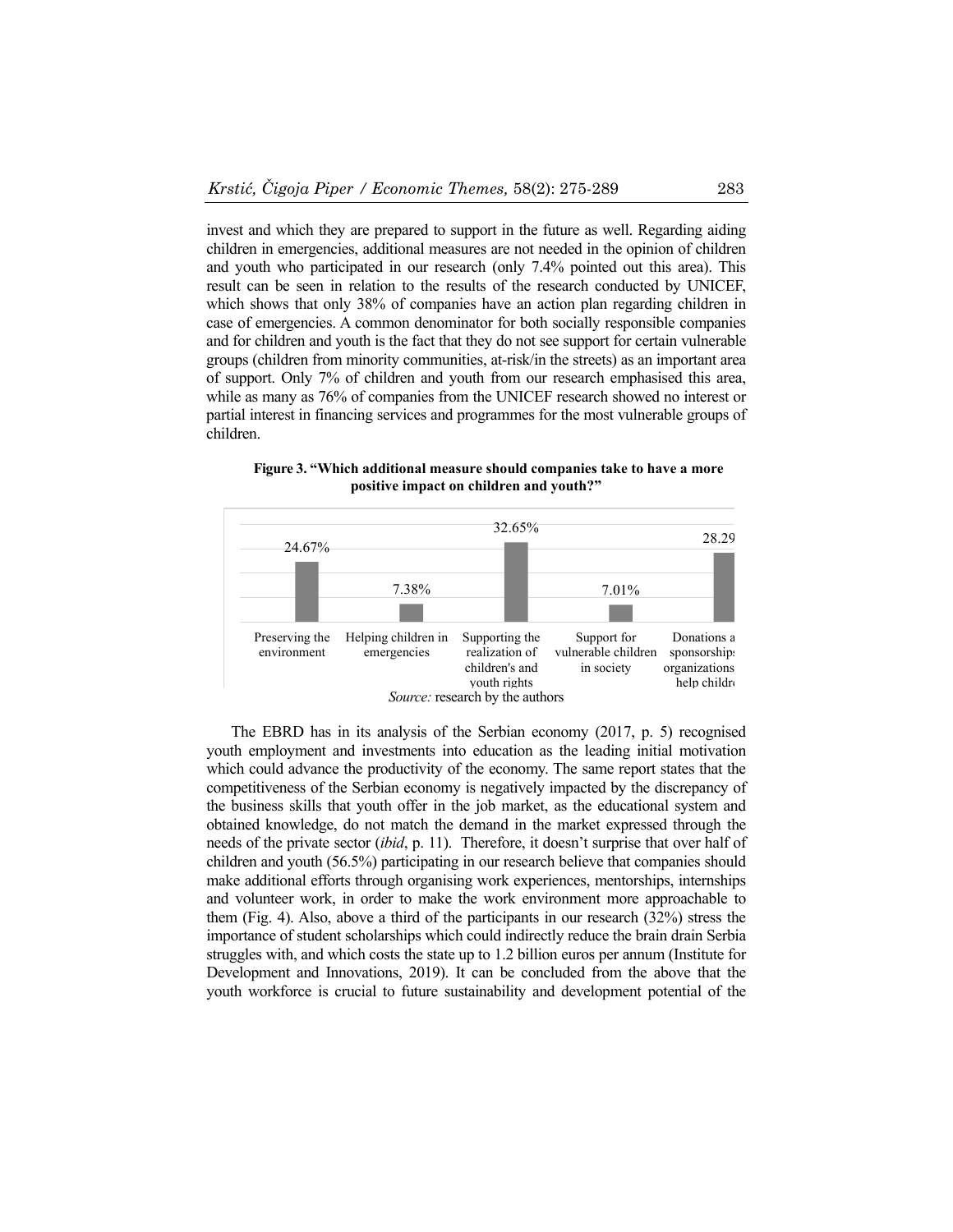invest and which they are prepared to support in the future as well. Regarding aiding children in emergencies, additional measures are not needed in the opinion of children and youth who participated in our research (only 7.4% pointed out this area). This result can be seen in relation to the results of the research conducted by UNICEF, which shows that only 38% of companies have an action plan regarding children in case of emergencies. A common denominator for both socially responsible companies and for children and youth is the fact that they do not see support for certain vulnerable groups (children from minority communities, at-risk/in the streets) as an important area of support. Only 7% of children and youth from our research emphasised this area, while as many as 76% of companies from the UNICEF research showed no interest or partial interest in financing services and programmes for the most vulnerable groups of children.

**Figure 3. "Which additional measure should companies take to have a more positive impact on children and youth?"**

| Preserving the environment | Helping children in emergencies | Supporting the realization of children's and youth rights | Support for vulnerable children in society | Donations a sponsorships organizations help childr |
|---|---|---|---|---|
| 24.67% | 7.38% | 32.65% | 7.01% | 28.29 |

*Source:* research by the authors

The EBRD has in its analysis of the Serbian economy (2017, p. 5) recognised youth employment and investments into education as the leading initial motivation which could advance the productivity of the economy. The same report states that the competitiveness of the Serbian economy is negatively impacted by the discrepancy of the business skills that youth offer in the job market, as the educational system and obtained knowledge, do not match the demand in the market expressed through the needs of the private sector (*ibid*, p. 11). Therefore, it doesn't surprise that over half of children and youth (56.5%) participating in our research believe that companies should make additional efforts through organising work experiences, mentorships, internships and volunteer work, in order to make the work environment more approachable to them (Fig. 4). Also, above a third of the participants in our research (32%) stress the importance of student scholarships which could indirectly reduce the brain drain Serbia struggles with, and which costs the state up to 1.2 billion euros per annum (Institute for Development and Innovations, 2019). It can be concluded from the above that the youth workforce is crucial to future sustainability and development potential of the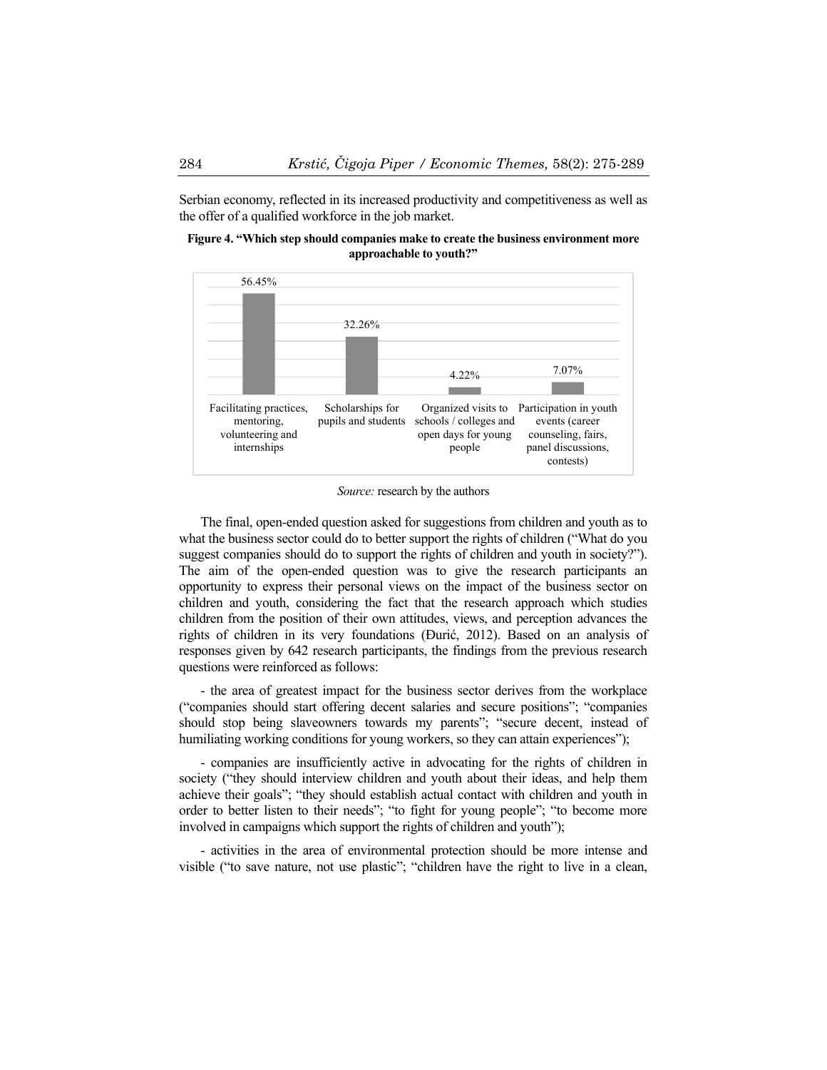Serbian economy, reflected in its increased productivity and competitiveness as well as the offer of a qualified workforce in the job market.

**Figure 4. "Which step should companies make to create the business environment more approachable to youth?"**

| Facilitating practices, mentoring, volunteering and internships | Scholarships for pupils and students | Organized visits to schools / colleges and open days for young people | Participation in youth events (career counseling, fairs, panel discussions, contests) |
|---|---|---|---|
| 56.45% | 32.26% | 4.22% | 7.07% |

*Source:* research by the authors

The final, open-ended question asked for suggestions from children and youth as to what the business sector could do to better support the rights of children ("What do you suggest companies should do to support the rights of children and youth in society?"). The aim of the open-ended question was to give the research participants an opportunity to express their personal views on the impact of the business sector on children and youth, considering the fact that the research approach which studies children from the position of their own attitudes, views, and perception advances the rights of children in its very foundations (Đurić, 2012). Based on an analysis of responses given by 642 research participants, the findings from the previous research questions were reinforced as follows:

- the area of greatest impact for the business sector derives from the workplace ("companies should start offering decent salaries and secure positions"; "companies should stop being slaveowners towards my parents"; "secure decent, instead of humiliating working conditions for young workers, so they can attain experiences");

- companies are insufficiently active in advocating for the rights of children in society ("they should interview children and youth about their ideas, and help them achieve their goals"; "they should establish actual contact with children and youth in order to better listen to their needs"; "to fight for young people"; "to become more involved in campaigns which support the rights of children and youth");

- activities in the area of environmental protection should be more intense and visible ("to save nature, not use plastic"; "children have the right to live in a clean,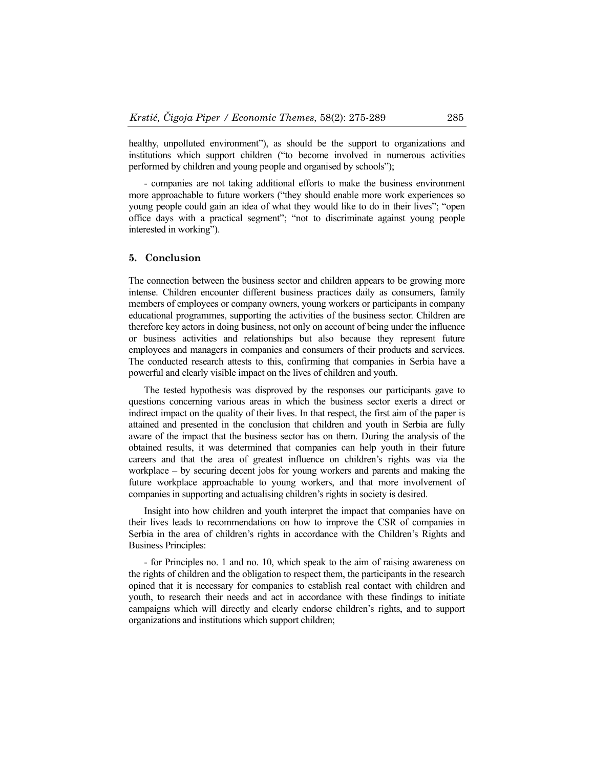healthy, unpolluted environment"), as should be the support to organizations and institutions which support children ("to become involved in numerous activities performed by children and young people and organised by schools");

- companies are not taking additional efforts to make the business environment more approachable to future workers ("they should enable more work experiences so young people could gain an idea of what they would like to do in their lives"; "open office days with a practical segment"; "not to discriminate against young people interested in working").

## 5. Conclusion

The connection between the business sector and children appears to be growing more intense. Children encounter different business practices daily as consumers, family members of employees or company owners, young workers or participants in company educational programmes, supporting the activities of the business sector. Children are therefore key actors in doing business, not only on account of being under the influence or business activities and relationships but also because they represent future employees and managers in companies and consumers of their products and services. The conducted research attests to this, confirming that companies in Serbia have a powerful and clearly visible impact on the lives of children and youth.

The tested hypothesis was disproved by the responses our participants gave to questions concerning various areas in which the business sector exerts a direct or indirect impact on the quality of their lives. In that respect, the first aim of the paper is attained and presented in the conclusion that children and youth in Serbia are fully aware of the impact that the business sector has on them. During the analysis of the obtained results, it was determined that companies can help youth in their future careers and that the area of greatest influence on children's rights was via the workplace – by securing decent jobs for young workers and parents and making the future workplace approachable to young workers, and that more involvement of companies in supporting and actualising children's rights in society is desired.

Insight into how children and youth interpret the impact that companies have on their lives leads to recommendations on how to improve the CSR of companies in Serbia in the area of children's rights in accordance with the Children's Rights and Business Principles:

- for Principles no. 1 and no. 10, which speak to the aim of raising awareness on the rights of children and the obligation to respect them, the participants in the research opined that it is necessary for companies to establish real contact with children and youth, to research their needs and act in accordance with these findings to initiate campaigns which will directly and clearly endorse children's rights, and to support organizations and institutions which support children;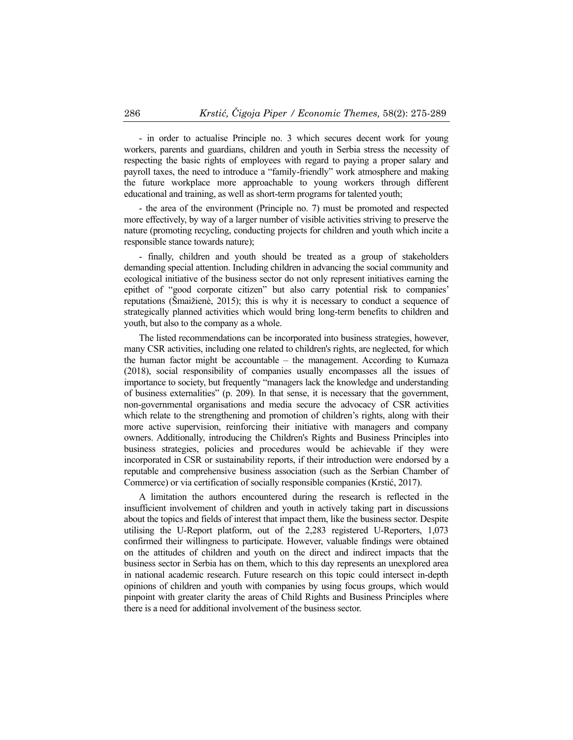- in order to actualise Principle no. 3 which secures decent work for young workers, parents and guardians, children and youth in Serbia stress the necessity of respecting the basic rights of employees with regard to paying a proper salary and payroll taxes, the need to introduce a "family-friendly" work atmosphere and making the future workplace more approachable to young workers through different educational and training, as well as short-term programs for talented youth;

- the area of the environment (Principle no. 7) must be promoted and respected more effectively, by way of a larger number of visible activities striving to preserve the nature (promoting recycling, conducting projects for children and youth which incite a responsible stance towards nature);

- finally, children and youth should be treated as a group of stakeholders demanding special attention. Including children in advancing the social community and ecological initiative of the business sector do not only represent initiatives earning the epithet of "good corporate citizen" but also carry potential risk to companies' reputations (Šmaižienė, 2015); this is why it is necessary to conduct a sequence of strategically planned activities which would bring long-term benefits to children and youth, but also to the company as a whole.

The listed recommendations can be incorporated into business strategies, however, many CSR activities, including one related to children's rights, are neglected, for which the human factor might be accountable – the management. According to Kumaza (2018), social responsibility of companies usually encompasses all the issues of importance to society, but frequently "managers lack the knowledge and understanding of business externalities" (p. 209). In that sense, it is necessary that the government, non-governmental organisations and media secure the advocacy of CSR activities which relate to the strengthening and promotion of children's rights, along with their more active supervision, reinforcing their initiative with managers and company owners. Additionally, introducing the Children's Rights and Business Principles into business strategies, policies and procedures would be achievable if they were incorporated in CSR or sustainability reports, if their introduction were endorsed by a reputable and comprehensive business association (such as the Serbian Chamber of Commerce) or via certification of socially responsible companies (Krstić, 2017).

A limitation the authors encountered during the research is reflected in the insufficient involvement of children and youth in actively taking part in discussions about the topics and fields of interest that impact them, like the business sector. Despite utilising the U-Report platform, out of the 2,283 registered U-Reporters, 1,073 confirmed their willingness to participate. However, valuable findings were obtained on the attitudes of children and youth on the direct and indirect impacts that the business sector in Serbia has on them, which to this day represents an unexplored area in national academic research. Future research on this topic could intersect in-depth opinions of children and youth with companies by using focus groups, which would pinpoint with greater clarity the areas of Child Rights and Business Principles where there is a need for additional involvement of the business sector.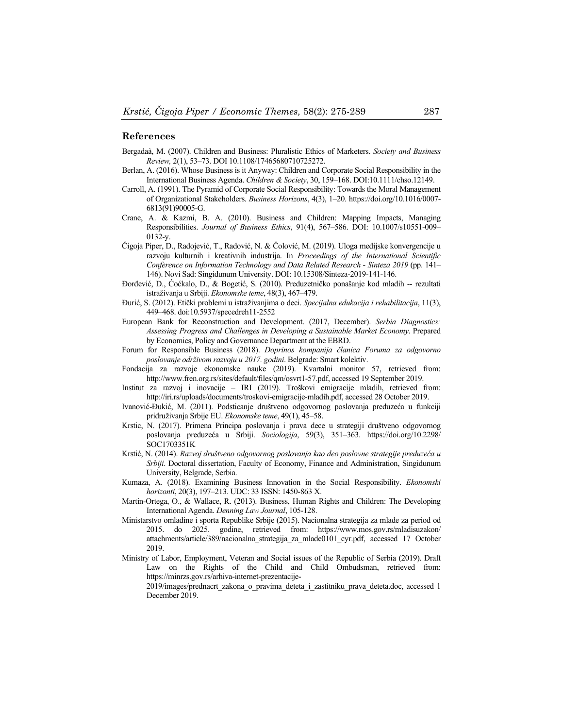## References

Bergadaà, M. (2007). Children and Business: Pluralistic Ethics of Marketers. *Society and Business Review,* 2(1), 53–73. DOI 10.1108/17465680710725272.

Berlan, A. (2016). Whose Business is it Anyway: Children and Corporate Social Responsibility in the International Business Agenda. *Children & Society*, 30, 159–168. DOI:10.1111/chso.12149.

Carroll, A. (1991). The Pyramid of Corporate Social Responsibility: Towards the Moral Management of Organizational Stakeholders. *Business Horizons*, 4(3), 1–20. https://doi.org/10.1016/0007-6813(91)90005-G.

Crane, A. & Kazmi, B. A. (2010). Business and Children: Mapping Impacts, Managing Responsibilities. *Journal of Business Ethics*, 91(4), 567–586. DOI: 10.1007/s10551-009–0132-y.

Čigoja Piper, D., Radojević, T., Radović, N. & Čolović, M. (2019). Uloga medijske konvergencije u razvoju kulturnih i kreativnih industrija. In *Proceedings of the International Scientific Conference on Information Technology and Data Related Research - Sinteza 2019* (pp. 141–146). Novi Sad: Singidunum University. DOI: 10.15308/Sinteza-2019-141-146.

Đorđević, D., Ćoćkalo, D., & Bogetić, S. (2010). Preduzetničko ponašanje kod mladih -- rezultati istraživanja u Srbiji. *Ekonomske teme*, 48(3), 467–479.

Đurić, S. (2012). Etički problemi u istraživanjima o deci. *Specijalna edukacija i rehabilitacija*, 11(3), 449–468. doi:10.5937/specedreh11-2552

European Bank for Reconstruction and Development. (2017, December). *Serbia Diagnostics: Assessing Progress and Challenges in Developing a Sustainable Market Economy*. Prepared by Economics, Policy and Governance Department at the EBRD.

Forum for Responsible Business (2018). *Doprinos kompanija članica Foruma za odgovorno poslovanje održivom razvoju u 2017. godini*. Belgrade: Smart kolektiv.

Fondacija za razvoje ekonomske nauke (2019). Kvartalni monitor 57, retrieved from: http://www.fren.org.rs/sites/default/files/qm/osvrt1-57.pdf, accessed 19 September 2019.

Institut za razvoj i inovacije – IRI (2019). Troškovi emigracije mladih, retrieved from: http://iri.rs/uploads/documents/troskovi-emigracije-mladih.pdf, accessed 28 October 2019.

Ivanović-Đukić, M. (2011). Podsticanje društveno odgovornog poslovanja preduzeća u funkciji pridruživanja Srbije EU. *Ekonomske teme*, 49(1), 45–58.

Krstic, N. (2017). Primena Principa poslovanja i prava dece u strategiji društveno odgovornog poslovanja preduzeća u Srbiji. *Sociologija*, 59(3), 351–363. https://doi.org/10.2298/SOC1703351K

Krstić, N. (2014). *Razvoj društveno odgovornog poslovanja kao deo poslovne strategije preduzeća u Srbiji*. Doctoral dissertation, Faculty of Economy, Finance and Administration, Singidunum University, Belgrade, Serbia.

Kumaza, A. (2018). Examining Business Innovation in the Social Responsibility. *Ekonomski horizonti*, 20(3), 197–213. UDC: 33 ISSN: 1450-863 X.

Martin-Ortega, O., & Wallace, R. (2013). Business, Human Rights and Children: The Developing International Agenda. *Denning Law Journal*, 105-128.

Ministarstvo omladine i sporta Republike Srbije (2015). Nacionalna strategija za mlade za period od 2015. do 2025. godine, retrieved from: https://www.mos.gov.rs/mladisuzakon/attachments/article/389/nacionalna_strategija_za_mlade0101_cyr.pdf, accessed 17 October 2019.

Ministry of Labor, Employment, Veteran and Social issues of the Republic of Serbia (2019). Draft Law on the Rights of the Child and Child Ombudsman, retrieved from: https://minrzs.gov.rs/arhiva-internet-prezentacije-2019/images/prednacrt_zakona_o_pravima_deteta_i_zastitniku_prava_deteta.doc, accessed 1 December 2019.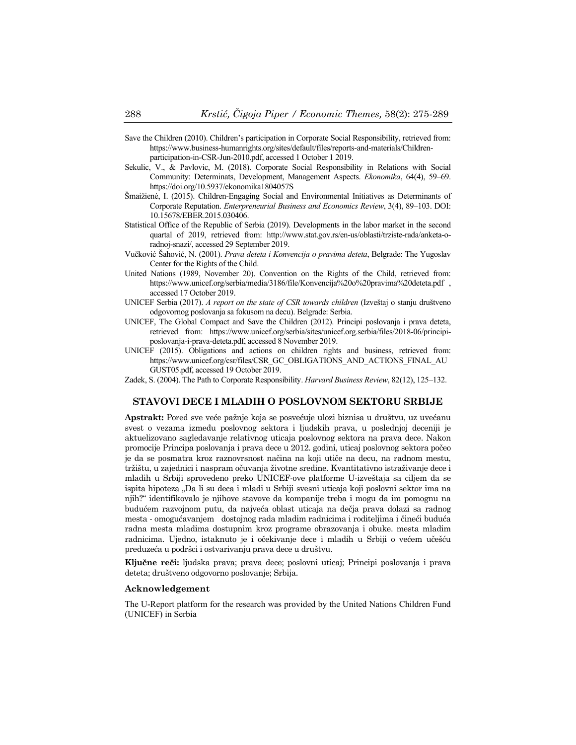Save the Children (2010). Children's participation in Corporate Social Responsibility, retrieved from: https://www.business-humanrights.org/sites/default/files/reports-and-materials/Children-participation-in-CSR-Jun-2010.pdf, accessed 1 October 1 2019.

Sekulic, V., & Pavlovic, M. (2018). Corporate Social Responsibility in Relations with Social Community: Determinats, Development, Management Aspects. *Ekonomika*, 64(4), 59–69. https://doi.org/10.5937/ekonomika1804057S

Šmaižienė, I. (2015). Children-Engaging Social and Environmental Initiatives as Determinants of Corporate Reputation. *Enterpreneurial Business and Economics Review*, 3(4), 89–103. DOI: 10.15678/EBER.2015.030406.

Statistical Office of the Republic of Serbia (2019). Developments in the labor market in the second quartal of 2019, retrieved from: http://www.stat.gov.rs/en-us/oblasti/trziste-rada/anketa-o-radnoj-snazi/, accessed 29 September 2019.

Vučković Šahović, N. (2001). *Prava deteta i Konvencija o pravima deteta*, Belgrade: The Yugoslav Center for the Rights of the Child.

United Nations (1989, November 20). Convention on the Rights of the Child, retrieved from: https://www.unicef.org/serbia/media/3186/file/Konvencija%20o%20pravima%20deteta.pdf , accessed 17 October 2019.

UNICEF Serbia (2017). *A report on the state of CSR towards children* (Izveštaj o stanju društveno odgovornog poslovanja sa fokusom na decu). Belgrade: Serbia.

UNICEF, The Global Compact and Save the Children (2012). Principi poslovanja i prava deteta, retrieved from: https://www.unicef.org/serbia/sites/unicef.org.serbia/files/2018-06/principi-poslovanja-i-prava-deteta.pdf, accessed 8 November 2019.

UNICEF (2015). Obligations and actions on children rights and business, retrieved from: https://www.unicef.org/csr/files/CSR_GC_OBLIGATIONS_AND_ACTIONS_FINAL_AUGUST05.pdf, accessed 19 October 2019.

Zadek, S. (2004). The Path to Corporate Responsibility. *Harvard Business Review*, 82(12), 125–132.

## STAVOVI DECE I MLADIH O POSLOVNOM SEKTORU SRBIJE

**Apstrakt:** Pored sve veće pažnje koja se posvećuje ulozi biznisa u društvu, uz uvećanu svest o vezama između poslovnog sektora i ljudskih prava, u poslednjoj deceniji je aktuelizovano sagledavanje relativnog uticaja poslovnog sektora na prava dece. Nakon promocije Principa poslovanja i prava dece u 2012. godini, uticaj poslovnog sektora počeo je da se posmatra kroz raznovrsnost načina na koji utiče na decu, na radnom mestu, tržištu, u zajednici i naspram očuvanja životne sredine. Kvantitativno istraživanje dece i mladih u Srbiji sprovedeno preko UNICEF-ove platforme U-izveštaja sa ciljem da se ispita hipoteza „Da li su deca i mladi u Srbiji svesni uticaja koji poslovni sektor ima na njih?" identifikovalo je njihove stavove da kompanije treba i mogu da im pomognu na budućem razvojnom putu, da najveća oblast uticaja na dečja prava dolazi sa radnog mesta - omogućavanjem dostojnog rada mladim radnicima i roditeljima i čineći buduća radna mesta mladima dostupnim kroz programe obrazovanja i obuke. mesta mladim radnicima. Ujedno, istaknuto je i očekivanje dece i mladih u Srbiji o većem učešću preduzeća u podršci i ostvarivanju prava dece u društvu.

**Ključne reči:** ljudska prava; prava dece; poslovni uticaj; Principi poslovanja i prava deteta; društveno odgovorno poslovanje; Srbija.

### Acknowledgement

The U-Report platform for the research was provided by the United Nations Children Fund (UNICEF) in Serbia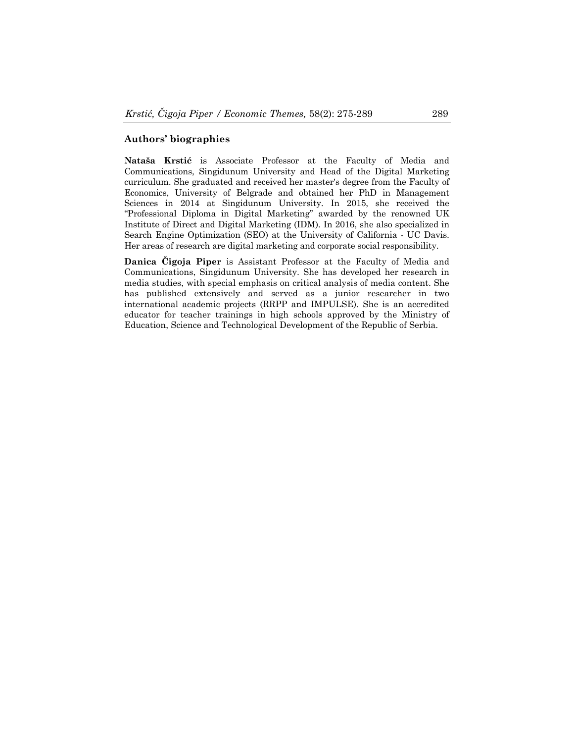## Authors' biographies

**Nataša Krstić** is Associate Professor at the Faculty of Media and Communications, Singidunum University and Head of the Digital Marketing curriculum. She graduated and received her master's degree from the Faculty of Economics, University of Belgrade and obtained her PhD in Management Sciences in 2014 at Singidunum University. In 2015, she received the "Professional Diploma in Digital Marketing" awarded by the renowned UK Institute of Direct and Digital Marketing (IDM). In 2016, she also specialized in Search Engine Optimization (SEO) at the University of California - UC Davis. Her areas of research are digital marketing and corporate social responsibility.

**Danica Čigoja Piper** is Assistant Professor at the Faculty of Media and Communications, Singidunum University. She has developed her research in media studies, with special emphasis on critical analysis of media content. She has published extensively and served as a junior researcher in two international academic projects (RRPP and IMPULSE). She is an accredited educator for teacher trainings in high schools approved by the Ministry of Education, Science and Technological Development of the Republic of Serbia.